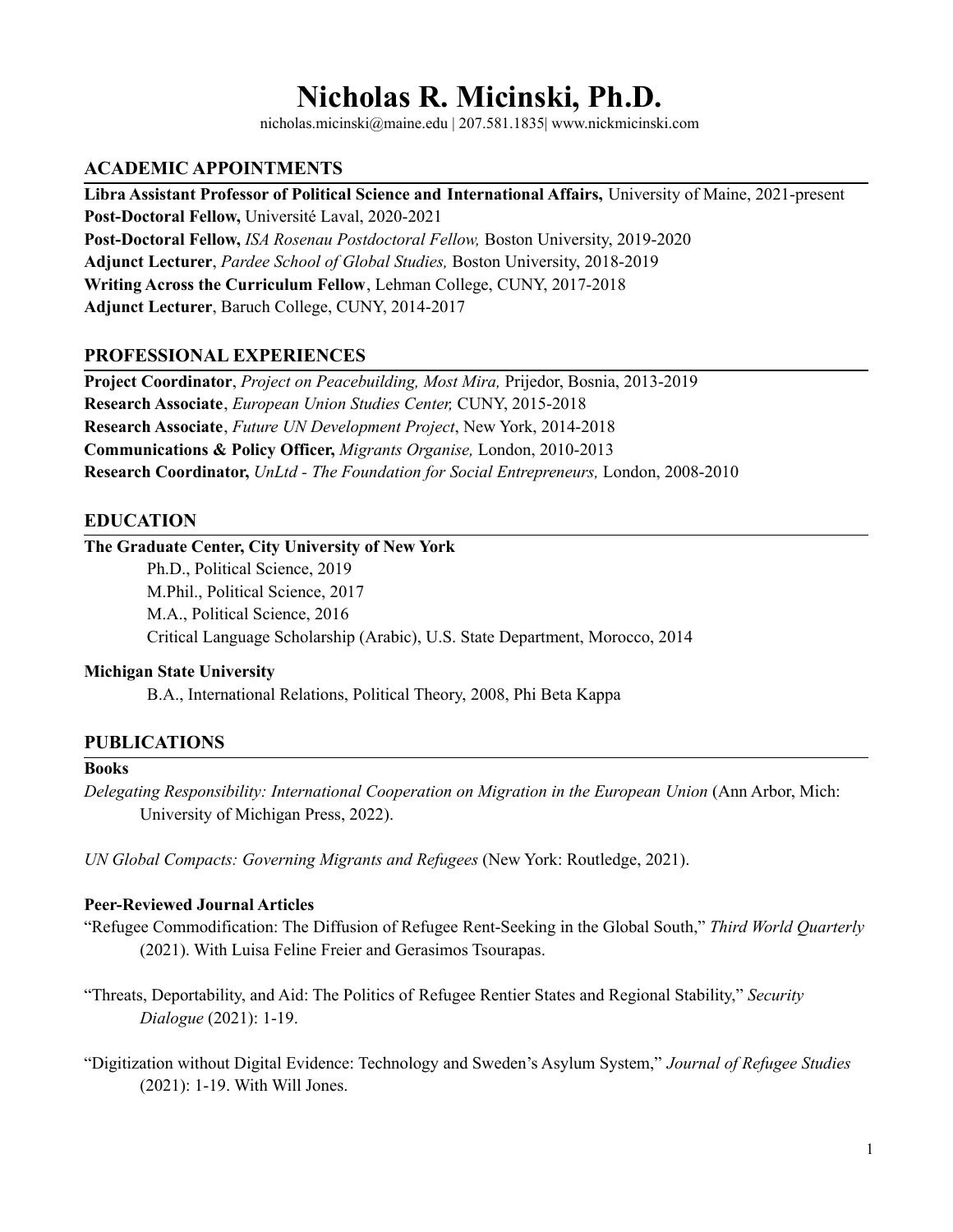# Nicholas R. Micinski, Ph.D.

nicholas.micinski@maine.edu | 207.581.1835| www.nickmicinski.com

## ACADEMIC APPOINTMENTS

**Libra Assistant Professor of Political Science and International Affairs,** University of Maine, 2021-present
**Post-Doctoral Fellow,** Université Laval, 2020-2021
**Post-Doctoral Fellow,** *ISA Rosenau Postdoctoral Fellow,* Boston University, 2019-2020
**Adjunct Lecturer**, *Pardee School of Global Studies,* Boston University, 2018-2019
**Writing Across the Curriculum Fellow**, Lehman College, CUNY, 2017-2018
**Adjunct Lecturer**, Baruch College, CUNY, 2014-2017

## PROFESSIONAL EXPERIENCES

**Project Coordinator**, *Project on Peacebuilding, Most Mira,* Prijedor, Bosnia, 2013-2019
**Research Associate**, *European Union Studies Center,* CUNY, 2015-2018
**Research Associate**, *Future UN Development Project*, New York, 2014-2018
**Communications & Policy Officer,** *Migrants Organise,* London, 2010-2013
**Research Coordinator,** *UnLtd - The Foundation for Social Entrepreneurs,* London, 2008-2010

## EDUCATION

**The Graduate Center, City University of New York**

Ph.D., Political Science, 2019
M.Phil., Political Science, 2017
M.A., Political Science, 2016
Critical Language Scholarship (Arabic), U.S. State Department, Morocco, 2014

**Michigan State University**

B.A., International Relations, Political Theory, 2008, Phi Beta Kappa

## PUBLICATIONS

**Books**

*Delegating Responsibility: International Cooperation on Migration in the European Union* (Ann Arbor, Mich: University of Michigan Press, 2022).

*UN Global Compacts: Governing Migrants and Refugees* (New York: Routledge, 2021).

**Peer-Reviewed Journal Articles**

"Refugee Commodification: The Diffusion of Refugee Rent-Seeking in the Global South," *Third World Quarterly* (2021). With Luisa Feline Freier and Gerasimos Tsourapas.

"Threats, Deportability, and Aid: The Politics of Refugee Rentier States and Regional Stability," *Security Dialogue* (2021): 1-19.

"Digitization without Digital Evidence: Technology and Sweden's Asylum System," *Journal of Refugee Studies* (2021): 1-19. With Will Jones.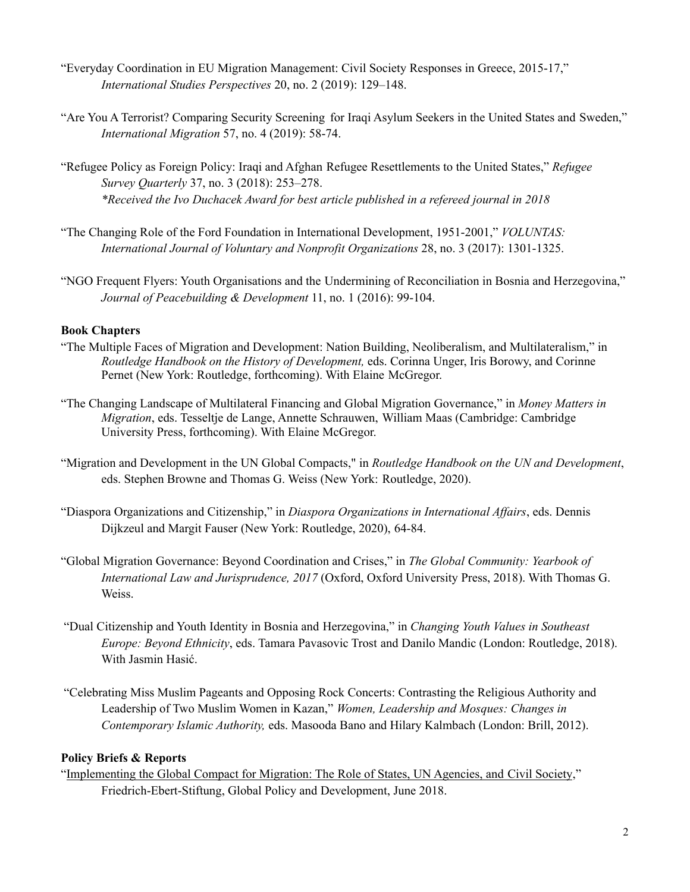"Everyday Coordination in EU Migration Management: Civil Society Responses in Greece, 2015-17," *International Studies Perspectives* 20, no. 2 (2019): 129–148.

"Are You A Terrorist? Comparing Security Screening for Iraqi Asylum Seekers in the United States and Sweden," *International Migration* 57, no. 4 (2019): 58-74.

"Refugee Policy as Foreign Policy: Iraqi and Afghan Refugee Resettlements to the United States," *Refugee Survey Quarterly* 37, no. 3 (2018): 253–278.
*\*Received the Ivo Duchacek Award for best article published in a refereed journal in 2018*

"The Changing Role of the Ford Foundation in International Development, 1951-2001," *VOLUNTAS: International Journal of Voluntary and Nonprofit Organizations* 28, no. 3 (2017): 1301-1325.

"NGO Frequent Flyers: Youth Organisations and the Undermining of Reconciliation in Bosnia and Herzegovina," *Journal of Peacebuilding & Development* 11, no. 1 (2016): 99-104.

**Book Chapters**

"The Multiple Faces of Migration and Development: Nation Building, Neoliberalism, and Multilateralism," in *Routledge Handbook on the History of Development,* eds. Corinna Unger, Iris Borowy, and Corinne Pernet (New York: Routledge, forthcoming). With Elaine McGregor.

"The Changing Landscape of Multilateral Financing and Global Migration Governance," in *Money Matters in Migration*, eds. Tesseltje de Lange, Annette Schrauwen, William Maas (Cambridge: Cambridge University Press, forthcoming). With Elaine McGregor.

"Migration and Development in the UN Global Compacts," in *Routledge Handbook on the UN and Development*, eds. Stephen Browne and Thomas G. Weiss (New York: Routledge, 2020).

"Diaspora Organizations and Citizenship," in *Diaspora Organizations in International Affairs*, eds. Dennis Dijkzeul and Margit Fauser (New York: Routledge, 2020), 64-84.

"Global Migration Governance: Beyond Coordination and Crises," in *The Global Community: Yearbook of International Law and Jurisprudence, 2017* (Oxford, Oxford University Press, 2018). With Thomas G. Weiss.

"Dual Citizenship and Youth Identity in Bosnia and Herzegovina," in *Changing Youth Values in Southeast Europe: Beyond Ethnicity*, eds. Tamara Pavasovic Trost and Danilo Mandic (London: Routledge, 2018). With Jasmin Hasić.

"Celebrating Miss Muslim Pageants and Opposing Rock Concerts: Contrasting the Religious Authority and Leadership of Two Muslim Women in Kazan," *Women, Leadership and Mosques: Changes in Contemporary Islamic Authority,* eds. Masooda Bano and Hilary Kalmbach (London: Brill, 2012).

**Policy Briefs & Reports**

"Implementing the Global Compact for Migration: The Role of States, UN Agencies, and Civil Society," Friedrich-Ebert-Stiftung, Global Policy and Development, June 2018.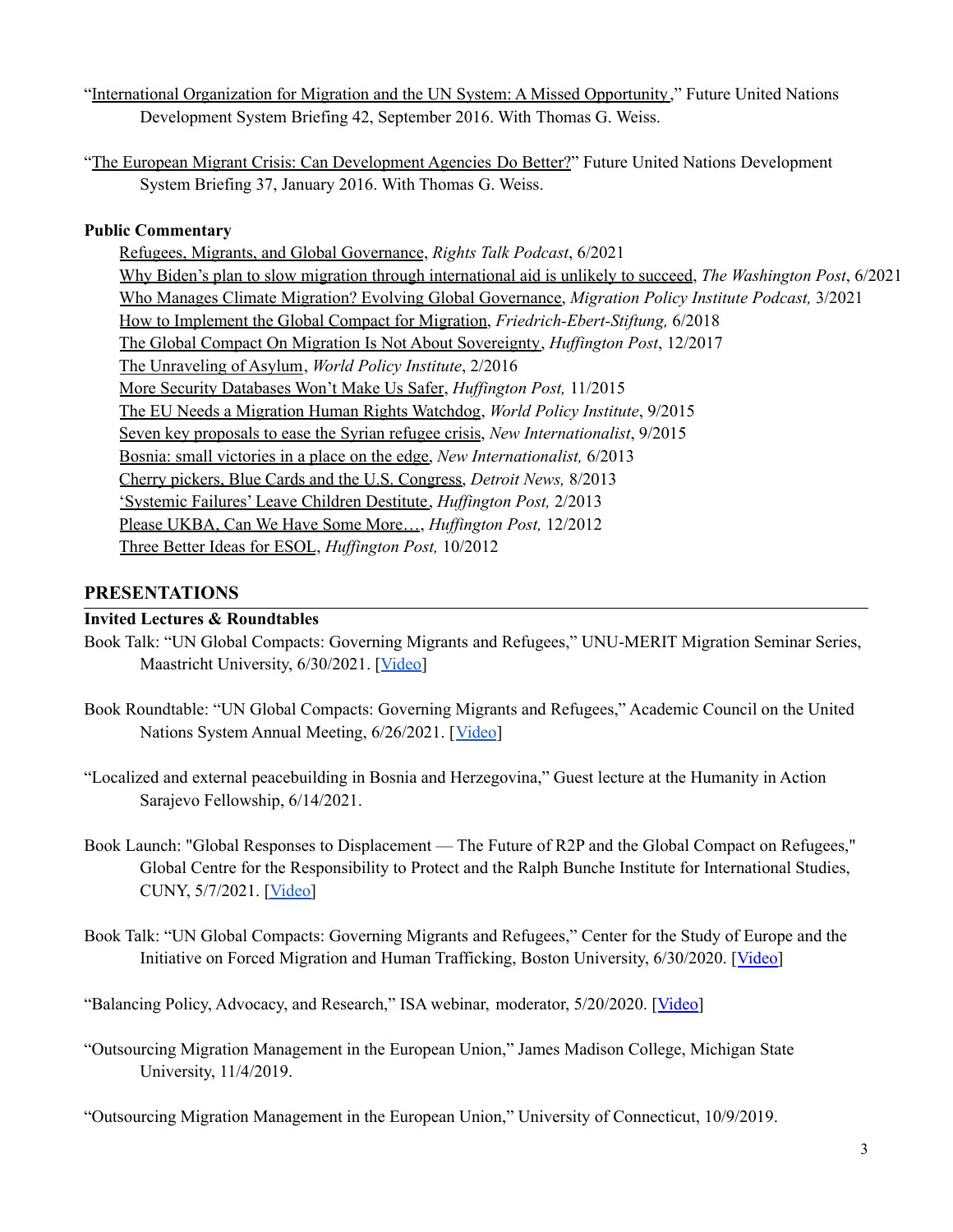"International Organization for Migration and the UN System: A Missed Opportunity," Future United Nations Development System Briefing 42, September 2016. With Thomas G. Weiss.

"The European Migrant Crisis: Can Development Agencies Do Better?" Future United Nations Development System Briefing 37, January 2016. With Thomas G. Weiss.

**Public Commentary**

Refugees, Migrants, and Global Governance, *Rights Talk Podcast*, 6/2021
Why Biden's plan to slow migration through international aid is unlikely to succeed, *The Washington Post*, 6/2021
Who Manages Climate Migration? Evolving Global Governance, *Migration Policy Institute Podcast,* 3/2021
How to Implement the Global Compact for Migration, *Friedrich-Ebert-Stiftung,* 6/2018
The Global Compact On Migration Is Not About Sovereignty, *Huffington Post*, 12/2017
The Unraveling of Asylum, *World Policy Institute*, 2/2016
More Security Databases Won't Make Us Safer, *Huffington Post,* 11/2015
The EU Needs a Migration Human Rights Watchdog, *World Policy Institute*, 9/2015
Seven key proposals to ease the Syrian refugee crisis, *New Internationalist*, 9/2015
Bosnia: small victories in a place on the edge, *New Internationalist,* 6/2013
Cherry pickers, Blue Cards and the U.S. Congress, *Detroit News,* 8/2013
'Systemic Failures' Leave Children Destitute, *Huffington Post,* 2/2013
Please UKBA, Can We Have Some More…, *Huffington Post,* 12/2012
Three Better Ideas for ESOL, *Huffington Post,* 10/2012

## PRESENTATIONS

**Invited Lectures & Roundtables**

Book Talk: "UN Global Compacts: Governing Migrants and Refugees," UNU-MERIT Migration Seminar Series, Maastricht University, 6/30/2021. [Video]

Book Roundtable: "UN Global Compacts: Governing Migrants and Refugees," Academic Council on the United Nations System Annual Meeting, 6/26/2021. [Video]

"Localized and external peacebuilding in Bosnia and Herzegovina," Guest lecture at the Humanity in Action Sarajevo Fellowship, 6/14/2021.

Book Launch: "Global Responses to Displacement — The Future of R2P and the Global Compact on Refugees," Global Centre for the Responsibility to Protect and the Ralph Bunche Institute for International Studies, CUNY, 5/7/2021. [Video]

Book Talk: "UN Global Compacts: Governing Migrants and Refugees," Center for the Study of Europe and the Initiative on Forced Migration and Human Trafficking, Boston University, 6/30/2020. [Video]

"Balancing Policy, Advocacy, and Research," ISA webinar, moderator, 5/20/2020. [Video]

"Outsourcing Migration Management in the European Union," James Madison College, Michigan State University, 11/4/2019.

"Outsourcing Migration Management in the European Union," University of Connecticut, 10/9/2019.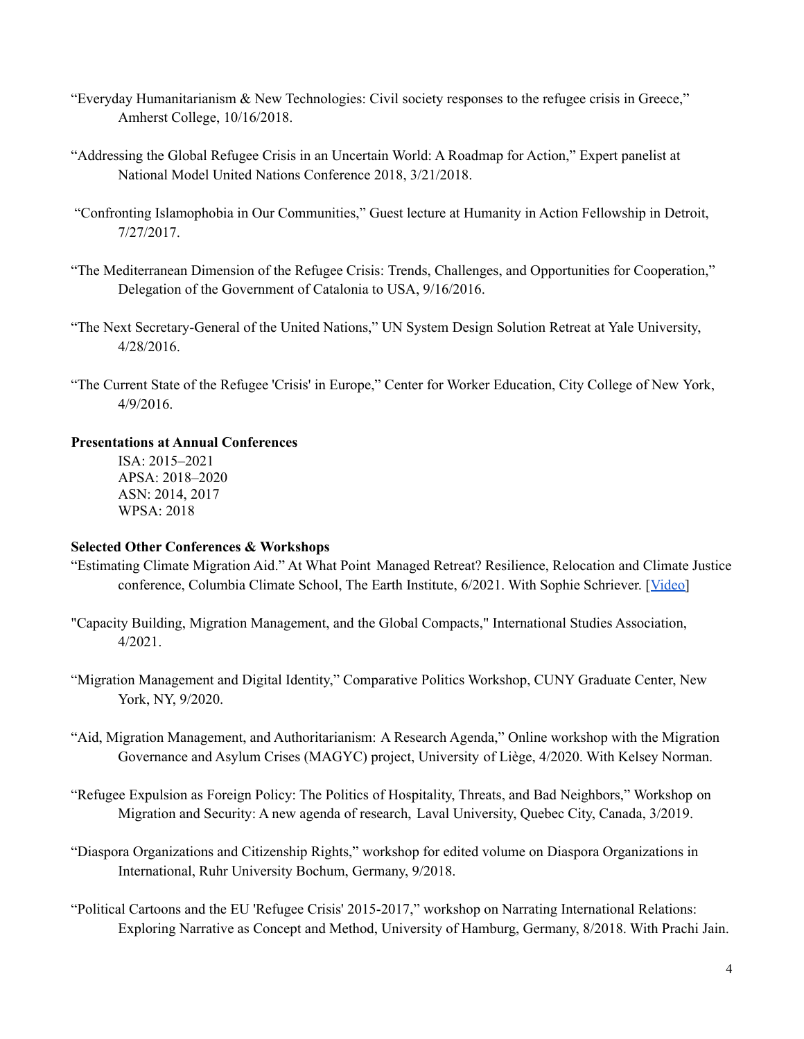"Everyday Humanitarianism & New Technologies: Civil society responses to the refugee crisis in Greece," Amherst College, 10/16/2018.

"Addressing the Global Refugee Crisis in an Uncertain World: A Roadmap for Action," Expert panelist at National Model United Nations Conference 2018, 3/21/2018.

"Confronting Islamophobia in Our Communities," Guest lecture at Humanity in Action Fellowship in Detroit, 7/27/2017.

"The Mediterranean Dimension of the Refugee Crisis: Trends, Challenges, and Opportunities for Cooperation," Delegation of the Government of Catalonia to USA, 9/16/2016.

"The Next Secretary-General of the United Nations," UN System Design Solution Retreat at Yale University, 4/28/2016.

"The Current State of the Refugee 'Crisis' in Europe," Center for Worker Education, City College of New York, 4/9/2016.

**Presentations at Annual Conferences**

ISA: 2015–2021
APSA: 2018–2020
ASN: 2014, 2017
WPSA: 2018

**Selected Other Conferences & Workshops**

"Estimating Climate Migration Aid." At What Point Managed Retreat? Resilience, Relocation and Climate Justice conference, Columbia Climate School, The Earth Institute, 6/2021. With Sophie Schriever. [Video]

"Capacity Building, Migration Management, and the Global Compacts," International Studies Association, 4/2021.

"Migration Management and Digital Identity," Comparative Politics Workshop, CUNY Graduate Center, New York, NY, 9/2020.

"Aid, Migration Management, and Authoritarianism: A Research Agenda," Online workshop with the Migration Governance and Asylum Crises (MAGYC) project, University of Liège, 4/2020. With Kelsey Norman.

"Refugee Expulsion as Foreign Policy: The Politics of Hospitality, Threats, and Bad Neighbors," Workshop on Migration and Security: A new agenda of research, Laval University, Quebec City, Canada, 3/2019.

"Diaspora Organizations and Citizenship Rights," workshop for edited volume on Diaspora Organizations in International, Ruhr University Bochum, Germany, 9/2018.

"Political Cartoons and the EU 'Refugee Crisis' 2015-2017," workshop on Narrating International Relations: Exploring Narrative as Concept and Method, University of Hamburg, Germany, 8/2018. With Prachi Jain.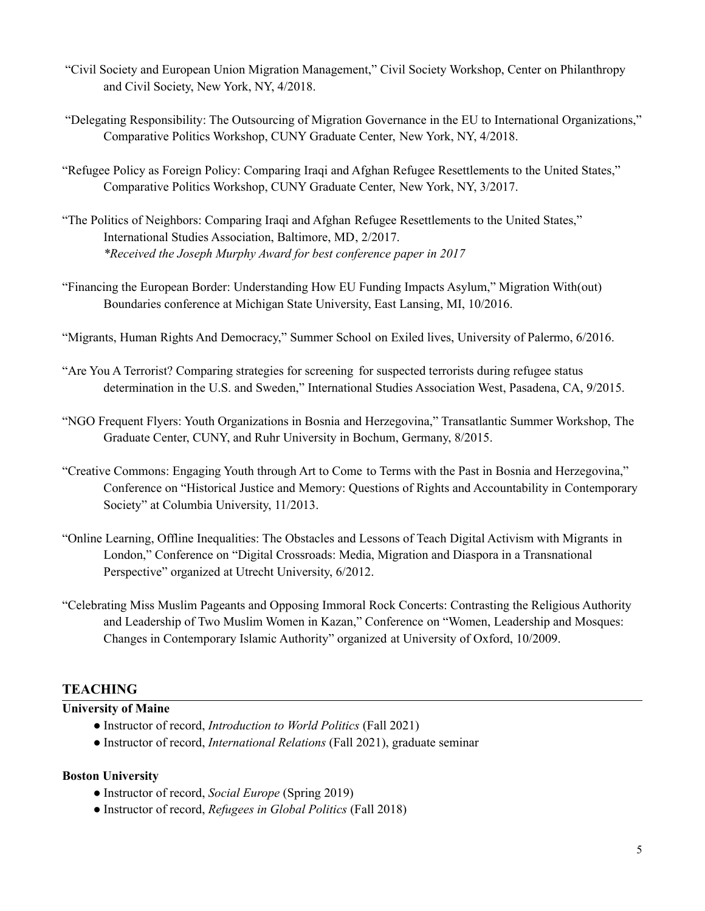"Civil Society and European Union Migration Management," Civil Society Workshop, Center on Philanthropy and Civil Society, New York, NY, 4/2018.

"Delegating Responsibility: The Outsourcing of Migration Governance in the EU to International Organizations," Comparative Politics Workshop, CUNY Graduate Center, New York, NY, 4/2018.

"Refugee Policy as Foreign Policy: Comparing Iraqi and Afghan Refugee Resettlements to the United States," Comparative Politics Workshop, CUNY Graduate Center, New York, NY, 3/2017.

"The Politics of Neighbors: Comparing Iraqi and Afghan Refugee Resettlements to the United States," International Studies Association, Baltimore, MD, 2/2017.
*\*Received the Joseph Murphy Award for best conference paper in 2017*

"Financing the European Border: Understanding How EU Funding Impacts Asylum," Migration With(out) Boundaries conference at Michigan State University, East Lansing, MI, 10/2016.

"Migrants, Human Rights And Democracy," Summer School on Exiled lives, University of Palermo, 6/2016.

"Are You A Terrorist? Comparing strategies for screening for suspected terrorists during refugee status determination in the U.S. and Sweden," International Studies Association West, Pasadena, CA, 9/2015.

"NGO Frequent Flyers: Youth Organizations in Bosnia and Herzegovina," Transatlantic Summer Workshop, The Graduate Center, CUNY, and Ruhr University in Bochum, Germany, 8/2015.

"Creative Commons: Engaging Youth through Art to Come to Terms with the Past in Bosnia and Herzegovina," Conference on "Historical Justice and Memory: Questions of Rights and Accountability in Contemporary Society" at Columbia University, 11/2013.

"Online Learning, Offline Inequalities: The Obstacles and Lessons of Teach Digital Activism with Migrants in London," Conference on "Digital Crossroads: Media, Migration and Diaspora in a Transnational Perspective" organized at Utrecht University, 6/2012.

"Celebrating Miss Muslim Pageants and Opposing Immoral Rock Concerts: Contrasting the Religious Authority and Leadership of Two Muslim Women in Kazan," Conference on "Women, Leadership and Mosques: Changes in Contemporary Islamic Authority" organized at University of Oxford, 10/2009.

## TEACHING

**University of Maine**

- Instructor of record, *Introduction to World Politics* (Fall 2021)
- Instructor of record, *International Relations* (Fall 2021), graduate seminar

**Boston University**

- Instructor of record, *Social Europe* (Spring 2019)
- Instructor of record, *Refugees in Global Politics* (Fall 2018)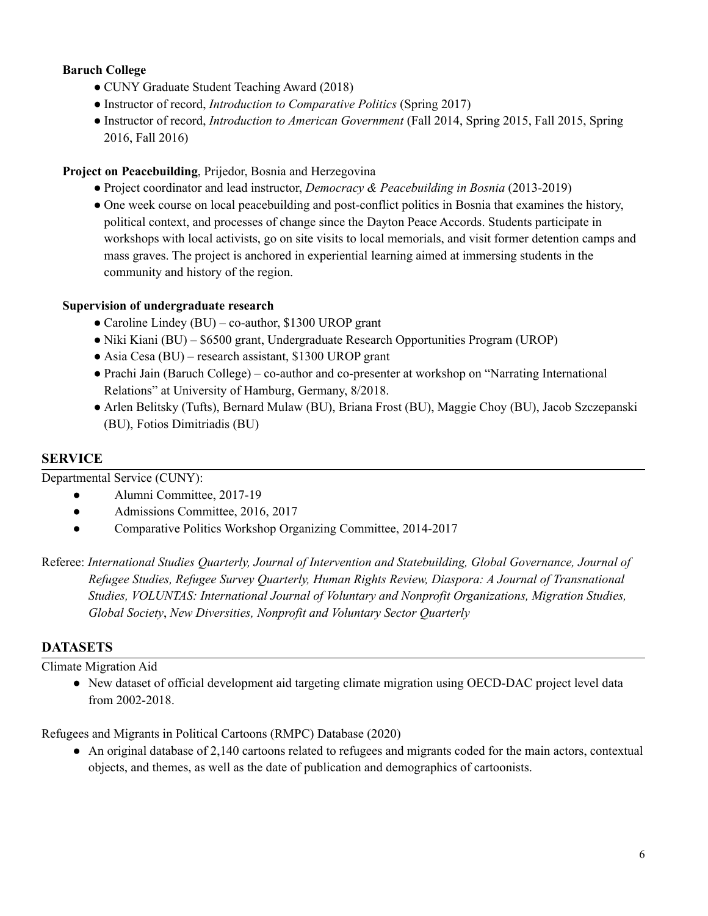**Baruch College**

- CUNY Graduate Student Teaching Award (2018)
- Instructor of record, *Introduction to Comparative Politics* (Spring 2017)
- Instructor of record, *Introduction to American Government* (Fall 2014, Spring 2015, Fall 2015, Spring 2016, Fall 2016)

**Project on Peacebuilding**, Prijedor, Bosnia and Herzegovina

- Project coordinator and lead instructor, *Democracy & Peacebuilding in Bosnia* (2013-2019)
- One week course on local peacebuilding and post-conflict politics in Bosnia that examines the history, political context, and processes of change since the Dayton Peace Accords. Students participate in workshops with local activists, go on site visits to local memorials, and visit former detention camps and mass graves. The project is anchored in experiential learning aimed at immersing students in the community and history of the region.

**Supervision of undergraduate research**

- Caroline Lindey (BU) – co-author, $1300 UROP grant
- Niki Kiani (BU) – $6500 grant, Undergraduate Research Opportunities Program (UROP)
- Asia Cesa (BU) – research assistant, $1300 UROP grant
- Prachi Jain (Baruch College) – co-author and co-presenter at workshop on "Narrating International Relations" at University of Hamburg, Germany, 8/2018.
- Arlen Belitsky (Tufts), Bernard Mulaw (BU), Briana Frost (BU), Maggie Choy (BU), Jacob Szczepanski (BU), Fotios Dimitriadis (BU)

## SERVICE

Departmental Service (CUNY):

- Alumni Committee, 2017-19
- Admissions Committee, 2016, 2017
- Comparative Politics Workshop Organizing Committee, 2014-2017

Referee: *International Studies Quarterly, Journal of Intervention and Statebuilding, Global Governance, Journal of Refugee Studies, Refugee Survey Quarterly, Human Rights Review, Diaspora: A Journal of Transnational Studies, VOLUNTAS: International Journal of Voluntary and Nonprofit Organizations, Migration Studies, Global Society*, *New Diversities, Nonprofit and Voluntary Sector Quarterly*

## DATASETS

Climate Migration Aid

- New dataset of official development aid targeting climate migration using OECD-DAC project level data from 2002-2018.

Refugees and Migrants in Political Cartoons (RMPC) Database (2020)

- An original database of 2,140 cartoons related to refugees and migrants coded for the main actors, contextual objects, and themes, as well as the date of publication and demographics of cartoonists.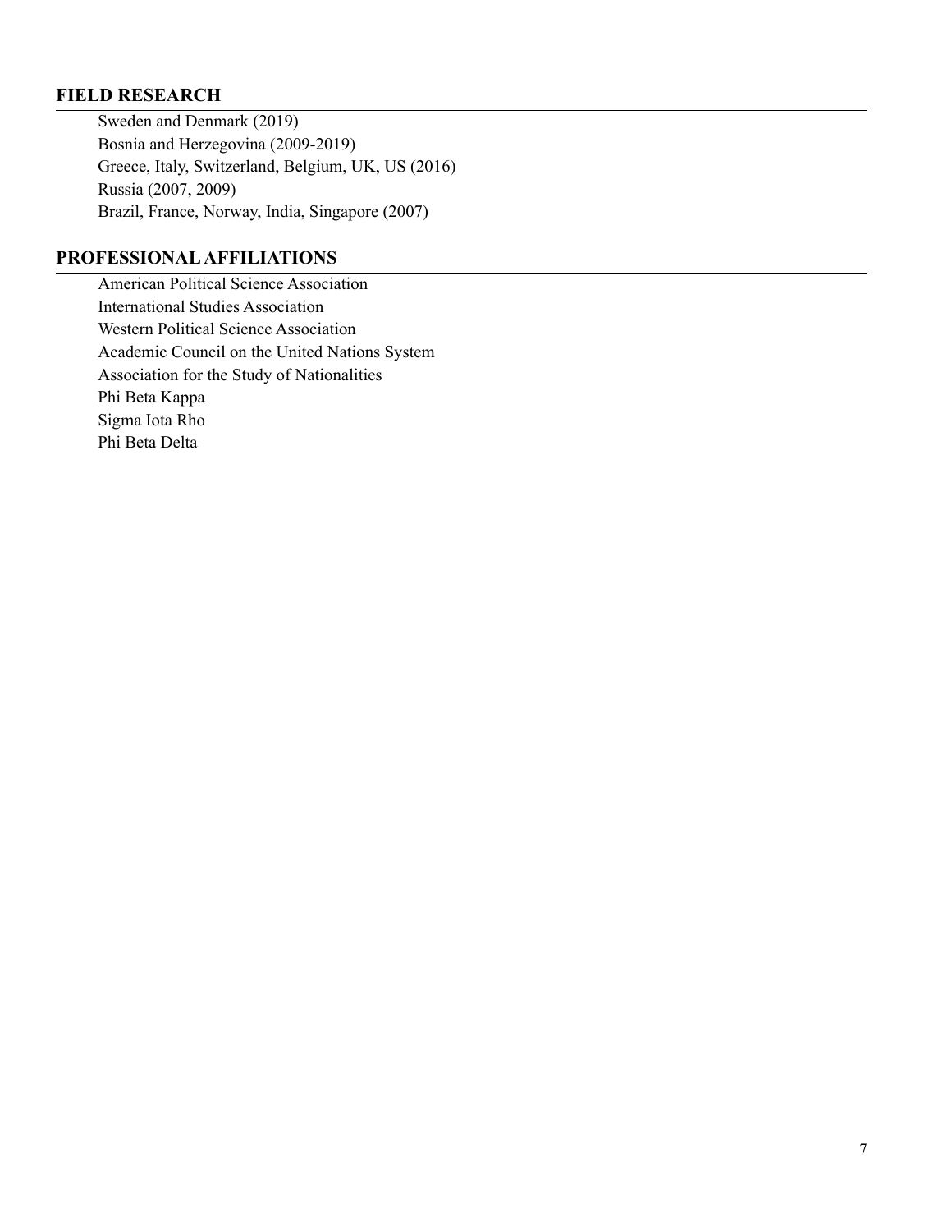## FIELD RESEARCH

Sweden and Denmark (2019)
Bosnia and Herzegovina (2009-2019)
Greece, Italy, Switzerland, Belgium, UK, US (2016)
Russia (2007, 2009)
Brazil, France, Norway, India, Singapore (2007)

## PROFESSIONAL AFFILIATIONS

American Political Science Association
International Studies Association
Western Political Science Association
Academic Council on the United Nations System
Association for the Study of Nationalities
Phi Beta Kappa
Sigma Iota Rho
Phi Beta Delta